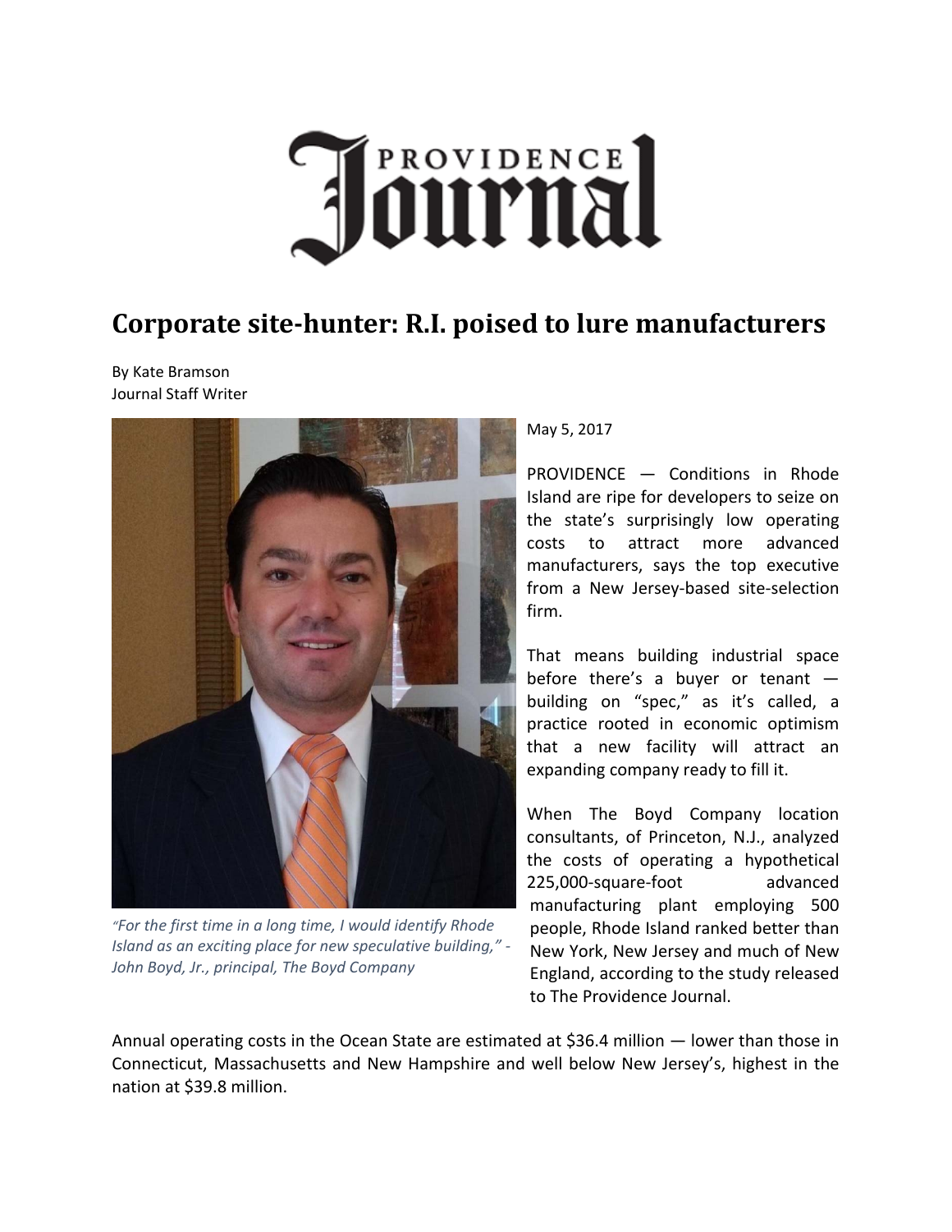# Providence Journal

## Corporate site-hunter: R.I. poised to lure manufacturers

By Kate Bramson
Journal Staff Writer

*"For the first time in a long time, I would identify Rhode Island as an exciting place for new speculative building," - John Boyd, Jr., principal, The Boyd Company*

May 5, 2017

PROVIDENCE — Conditions in Rhode Island are ripe for developers to seize on the state's surprisingly low operating costs to attract more advanced manufacturers, says the top executive from a New Jersey-based site-selection firm.

That means building industrial space before there's a buyer or tenant — building on "spec," as it's called, a practice rooted in economic optimism that a new facility will attract an expanding company ready to fill it.

When The Boyd Company location consultants, of Princeton, N.J., analyzed the costs of operating a hypothetical 225,000-square-foot advanced manufacturing plant employing 500 people, Rhode Island ranked better than New York, New Jersey and much of New England, according to the study released to The Providence Journal.

Annual operating costs in the Ocean State are estimated at $36.4 million — lower than those in Connecticut, Massachusetts and New Hampshire and well below New Jersey's, highest in the nation at $39.8 million.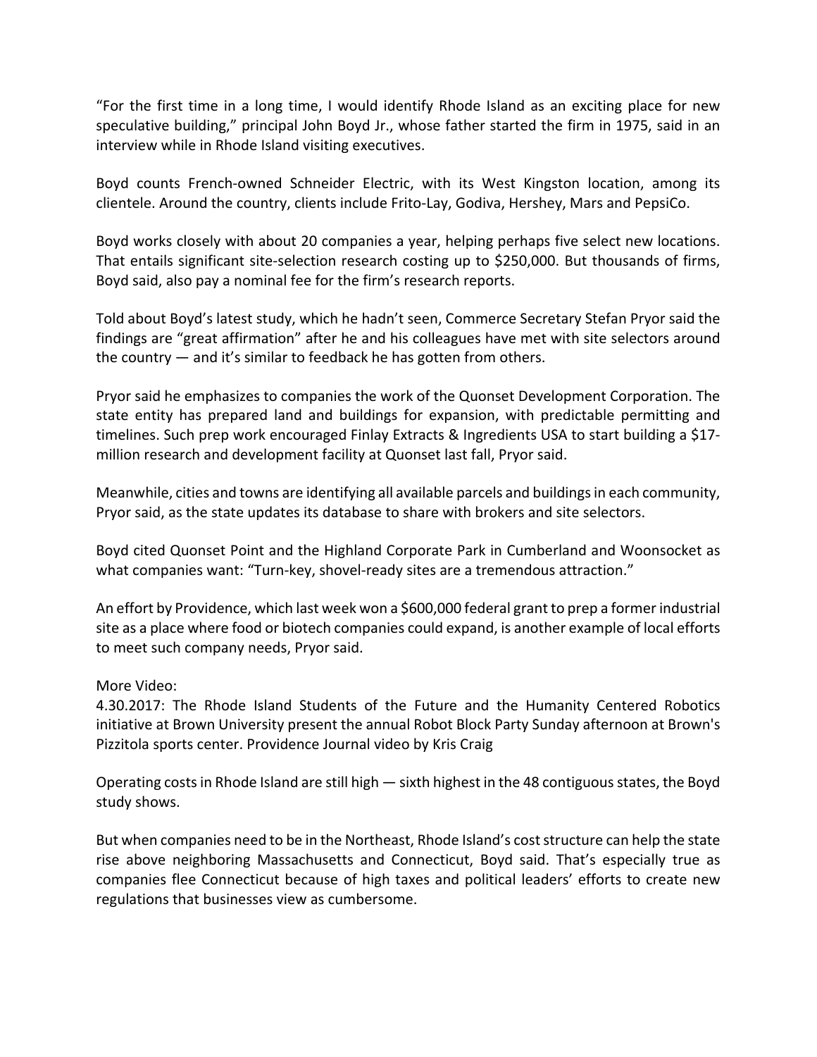“For the first time in a long time, I would identify Rhode Island as an exciting place for new speculative building,” principal John Boyd Jr., whose father started the firm in 1975, said in an interview while in Rhode Island visiting executives.

Boyd counts French-owned Schneider Electric, with its West Kingston location, among its clientele. Around the country, clients include Frito-Lay, Godiva, Hershey, Mars and PepsiCo.

Boyd works closely with about 20 companies a year, helping perhaps five select new locations. That entails significant site-selection research costing up to $250,000. But thousands of firms, Boyd said, also pay a nominal fee for the firm’s research reports.

Told about Boyd’s latest study, which he hadn’t seen, Commerce Secretary Stefan Pryor said the findings are “great affirmation” after he and his colleagues have met with site selectors around the country — and it’s similar to feedback he has gotten from others.

Pryor said he emphasizes to companies the work of the Quonset Development Corporation. The state entity has prepared land and buildings for expansion, with predictable permitting and timelines. Such prep work encouraged Finlay Extracts & Ingredients USA to start building a $17-million research and development facility at Quonset last fall, Pryor said.

Meanwhile, cities and towns are identifying all available parcels and buildings in each community, Pryor said, as the state updates its database to share with brokers and site selectors.

Boyd cited Quonset Point and the Highland Corporate Park in Cumberland and Woonsocket as what companies want: “Turn-key, shovel-ready sites are a tremendous attraction.”

An effort by Providence, which last week won a $600,000 federal grant to prep a former industrial site as a place where food or biotech companies could expand, is another example of local efforts to meet such company needs, Pryor said.

More Video:
4.30.2017: The Rhode Island Students of the Future and the Humanity Centered Robotics initiative at Brown University present the annual Robot Block Party Sunday afternoon at Brown's Pizzitola sports center. Providence Journal video by Kris Craig

Operating costs in Rhode Island are still high — sixth highest in the 48 contiguous states, the Boyd study shows.

But when companies need to be in the Northeast, Rhode Island’s cost structure can help the state rise above neighboring Massachusetts and Connecticut, Boyd said. That’s especially true as companies flee Connecticut because of high taxes and political leaders’ efforts to create new regulations that businesses view as cumbersome.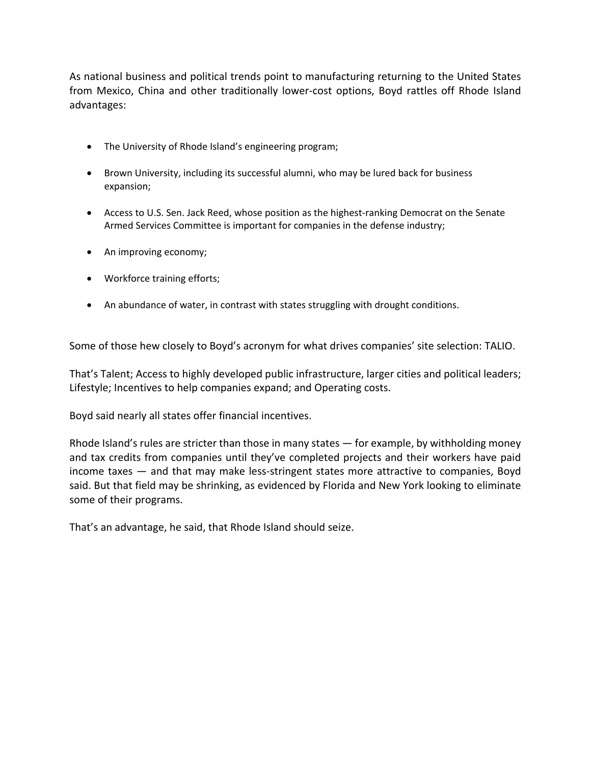As national business and political trends point to manufacturing returning to the United States from Mexico, China and other traditionally lower-cost options, Boyd rattles off Rhode Island advantages:

- The University of Rhode Island's engineering program;
- Brown University, including its successful alumni, who may be lured back for business expansion;
- Access to U.S. Sen. Jack Reed, whose position as the highest-ranking Democrat on the Senate Armed Services Committee is important for companies in the defense industry;
- An improving economy;
- Workforce training efforts;
- An abundance of water, in contrast with states struggling with drought conditions.

Some of those hew closely to Boyd's acronym for what drives companies' site selection: TALIO.

That's Talent; Access to highly developed public infrastructure, larger cities and political leaders; Lifestyle; Incentives to help companies expand; and Operating costs.

Boyd said nearly all states offer financial incentives.

Rhode Island's rules are stricter than those in many states — for example, by withholding money and tax credits from companies until they've completed projects and their workers have paid income taxes — and that may make less-stringent states more attractive to companies, Boyd said. But that field may be shrinking, as evidenced by Florida and New York looking to eliminate some of their programs.

That's an advantage, he said, that Rhode Island should seize.